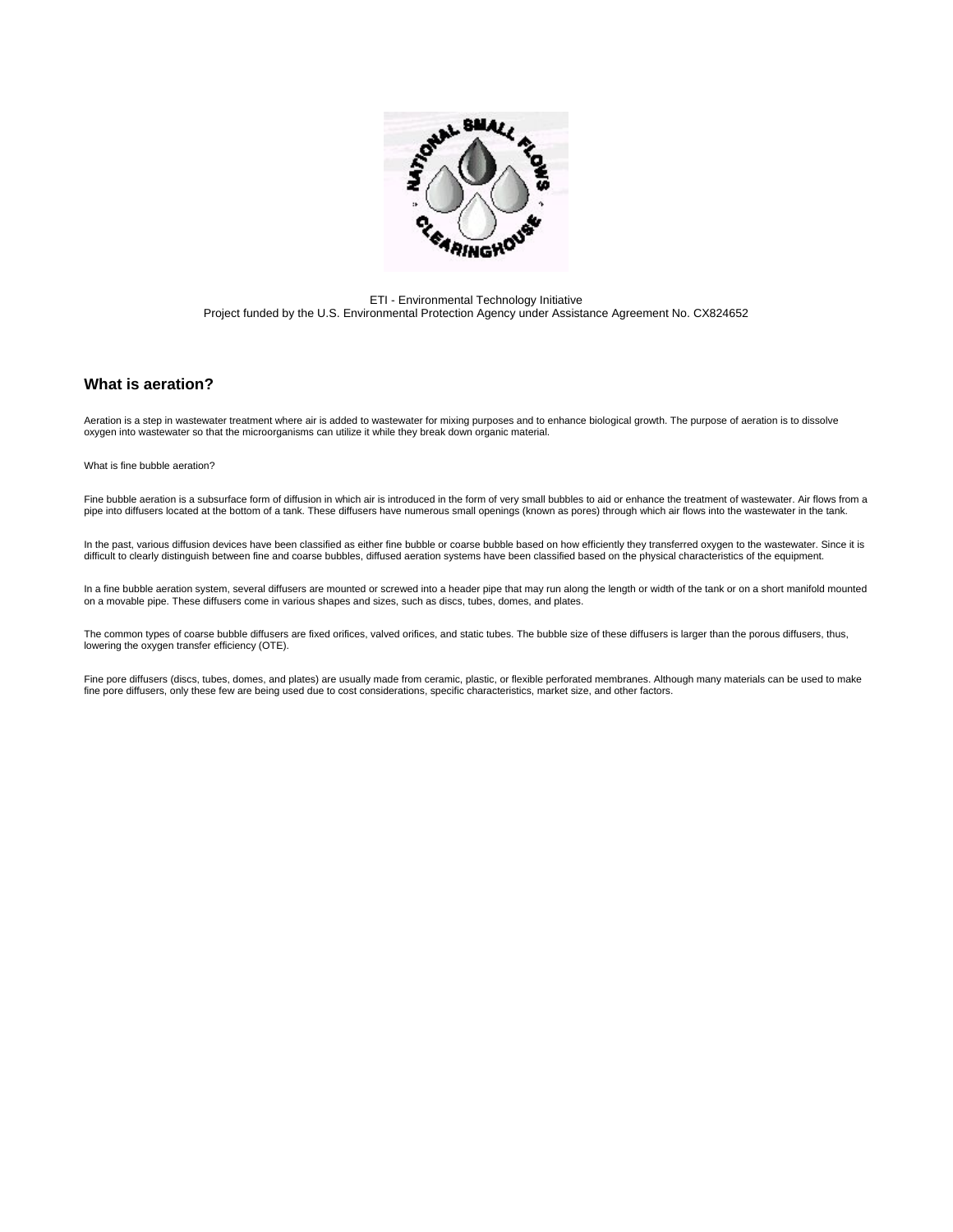ETI - Environmental Technology Initiative
Project funded by the U.S. Environmental Protection Agency under Assistance Agreement No. CX824652

## What is aeration?

Aeration is a step in wastewater treatment where air is added to wastewater for mixing purposes and to enhance biological growth. The purpose of aeration is to dissolve oxygen into wastewater so that the microorganisms can utilize it while they break down organic material.

What is fine bubble aeration?

Fine bubble aeration is a subsurface form of diffusion in which air is introduced in the form of very small bubbles to aid or enhance the treatment of wastewater. Air flows from a pipe into diffusers located at the bottom of a tank. These diffusers have numerous small openings (known as pores) through which air flows into the wastewater in the tank.

In the past, various diffusion devices have been classified as either fine bubble or coarse bubble based on how efficiently they transferred oxygen to the wastewater. Since it is difficult to clearly distinguish between fine and coarse bubbles, diffused aeration systems have been classified based on the physical characteristics of the equipment.

In a fine bubble aeration system, several diffusers are mounted or screwed into a header pipe that may run along the length or width of the tank or on a short manifold mounted on a movable pipe. These diffusers come in various shapes and sizes, such as discs, tubes, domes, and plates.

The common types of coarse bubble diffusers are fixed orifices, valved orifices, and static tubes. The bubble size of these diffusers is larger than the porous diffusers, thus, lowering the oxygen transfer efficiency (OTE).

Fine pore diffusers (discs, tubes, domes, and plates) are usually made from ceramic, plastic, or flexible perforated membranes. Although many materials can be used to make fine pore diffusers, only these few are being used due to cost considerations, specific characteristics, market size, and other factors.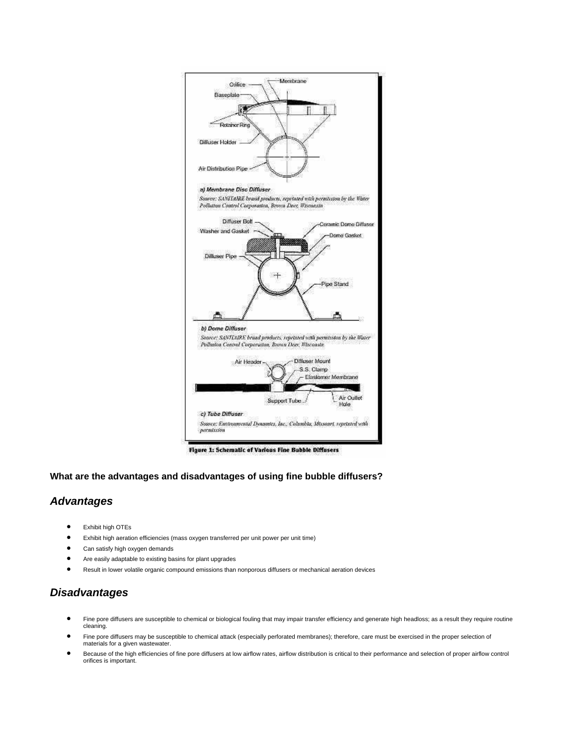**What are the advantages and disadvantages of using fine bubble diffusers?**

## *Advantages*

- Exhibit high OTEs
- Exhibit high aeration efficiencies (mass oxygen transferred per unit power per unit time)
- Can satisfy high oxygen demands
- Are easily adaptable to existing basins for plant upgrades
- Result in lower volatile organic compound emissions than nonporous diffusers or mechanical aeration devices

## *Disadvantages*

- Fine pore diffusers are susceptible to chemical or biological fouling that may impair transfer efficiency and generate high headloss; as a result they require routine cleaning.
- Fine pore diffusers may be susceptible to chemical attack (especially perforated membranes); therefore, care must be exercised in the proper selection of materials for a given wastewater.
- Because of the high efficiencies of fine pore diffusers at low airflow rates, airflow distribution is critical to their performance and selection of proper airflow control orifices is important.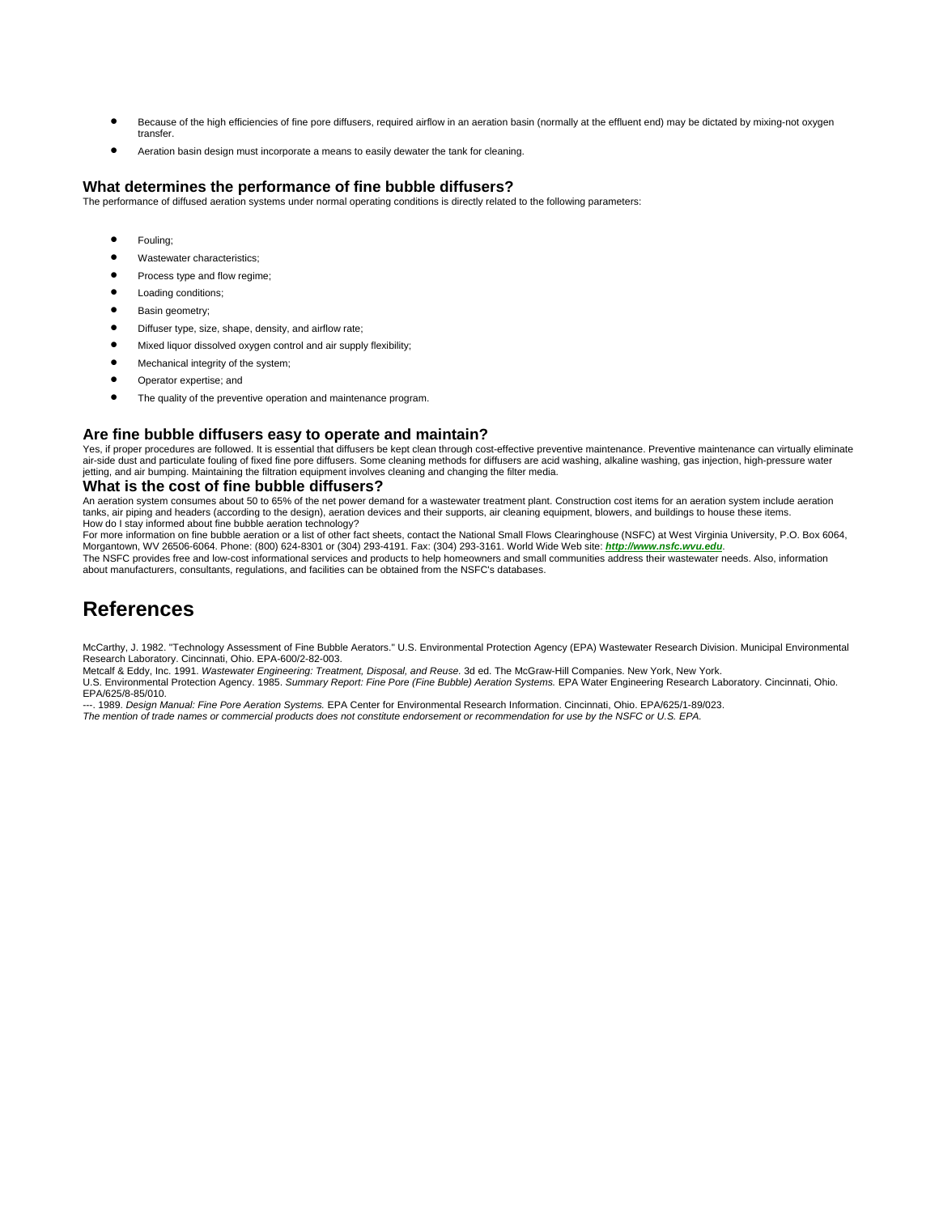- Because of the high efficiencies of fine pore diffusers, required airflow in an aeration basin (normally at the effluent end) may be dictated by mixing-not oxygen transfer.
- Aeration basin design must incorporate a means to easily dewater the tank for cleaning.

### What determines the performance of fine bubble diffusers?

The performance of diffused aeration systems under normal operating conditions is directly related to the following parameters:

- Fouling;
- Wastewater characteristics;
- Process type and flow regime;
- Loading conditions;
- Basin geometry;
- Diffuser type, size, shape, density, and airflow rate;
- Mixed liquor dissolved oxygen control and air supply flexibility;
- Mechanical integrity of the system;
- Operator expertise; and
- The quality of the preventive operation and maintenance program.

### Are fine bubble diffusers easy to operate and maintain?

Yes, if proper procedures are followed. It is essential that diffusers be kept clean through cost-effective preventive maintenance. Preventive maintenance can virtually eliminate air-side dust and particulate fouling of fixed fine pore diffusers. Some cleaning methods for diffusers are acid washing, alkaline washing, gas injection, high-pressure water jetting, and air bumping. Maintaining the filtration equipment involves cleaning and changing the filter media.

### What is the cost of fine bubble diffusers?

An aeration system consumes about 50 to 65% of the net power demand for a wastewater treatment plant. Construction cost items for an aeration system include aeration tanks, air piping and headers (according to the design), aeration devices and their supports, air cleaning equipment, blowers, and buildings to house these items.
How do I stay informed about fine bubble aeration technology?
For more information on fine bubble aeration or a list of other fact sheets, contact the National Small Flows Clearinghouse (NSFC) at West Virginia University, P.O. Box 6064, Morgantown, WV 26506-6064. Phone: (800) 624-8301 or (304) 293-4191. Fax: (304) 293-3161. World Wide Web site: ***http://www.nsfc.wvu.edu***.
The NSFC provides free and low-cost informational services and products to help homeowners and small communities address their wastewater needs. Also, information about manufacturers, consultants, regulations, and facilities can be obtained from the NSFC's databases.

## References

McCarthy, J. 1982. "Technology Assessment of Fine Bubble Aerators." U.S. Environmental Protection Agency (EPA) Wastewater Research Division. Municipal Environmental Research Laboratory. Cincinnati, Ohio. EPA-600/2-82-003.
Metcalf & Eddy, Inc. 1991. *Wastewater Engineering: Treatment, Disposal, and Reuse.* 3d ed. The McGraw-Hill Companies. New York, New York.
U.S. Environmental Protection Agency. 1985. *Summary Report: Fine Pore (Fine Bubble) Aeration Systems.* EPA Water Engineering Research Laboratory. Cincinnati, Ohio. EPA/625/8-85/010.
---. 1989. *Design Manual: Fine Pore Aeration Systems.* EPA Center for Environmental Research Information. Cincinnati, Ohio. EPA/625/1-89/023.
*The mention of trade names or commercial products does not constitute endorsement or recommendation for use by the NSFC or U.S. EPA.*